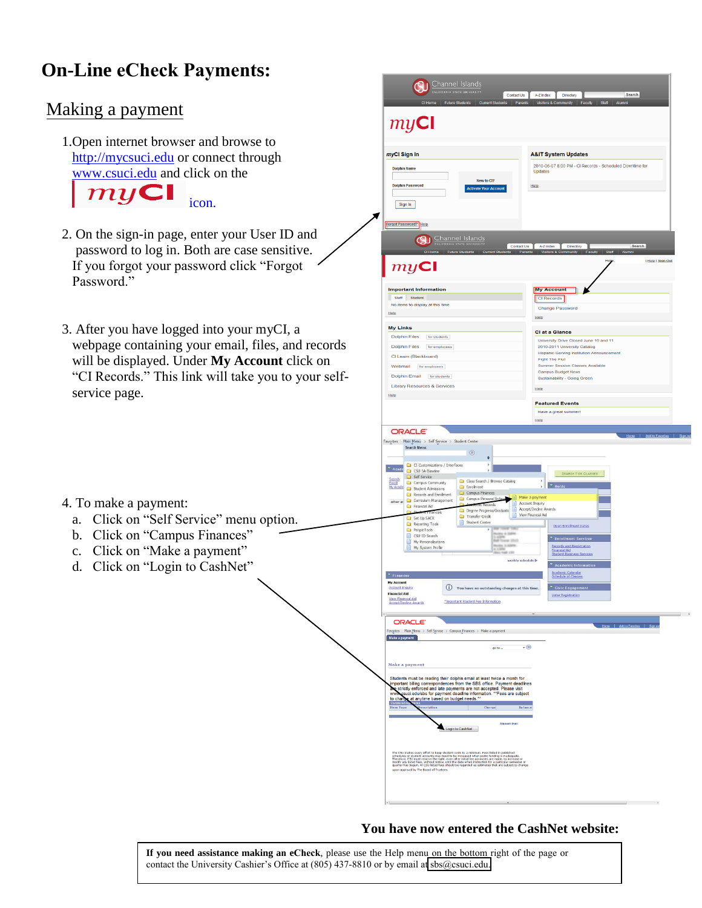# On-Line eCheck Payments:

## Making a payment

1. Open internet browser and browse to http://mycsuci.edu or connect through www.csuci.edu and click on the myCI icon.

2. On the sign-in page, enter your User ID and password to log in. Both are case sensitive. If you forgot your password click "Forgot Password."

3. After you have logged into your myCI, a webpage containing your email, files, and records will be displayed. Under **My Account** click on "CI Records." This link will take you to your self-service page.

4. To make a payment:
   a. Click on "Self Service" menu option.
   b. Click on "Campus Finances"
   c. Click on "Make a payment"
   d. Click on "Login to CashNet"

**You have now entered the CashNet website:**

**If you need assistance making an eCheck**, please use the Help menu on the bottom right of the page or contact the University Cashier's Office at (805) 437-8810 or by email at sbs@csuci.edu.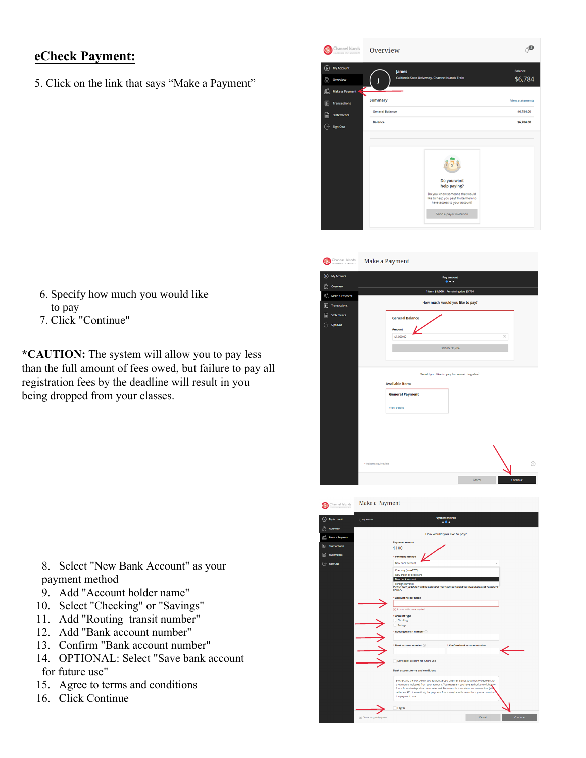## eCheck Payment:

5. Click on the link that says "Make a Payment"

6. Specify how much you would like to pay
7. Click "Continue"

**\*CAUTION:** The system will allow you to pay less than the full amount of fees owed, but failure to pay all registration fees by the deadline will result in you being dropped from your classes.

8. Select "New Bank Account" as your payment method
9. Add "Account holder name"
10. Select "Checking" or "Savings"
11. Add "Routing transit number"
12. Add "Bank account number"
13. Confirm "Bank account number"
14. OPTIONAL: Select "Save bank account for future use"
15. Agree to terms and conditions
16. Click Continue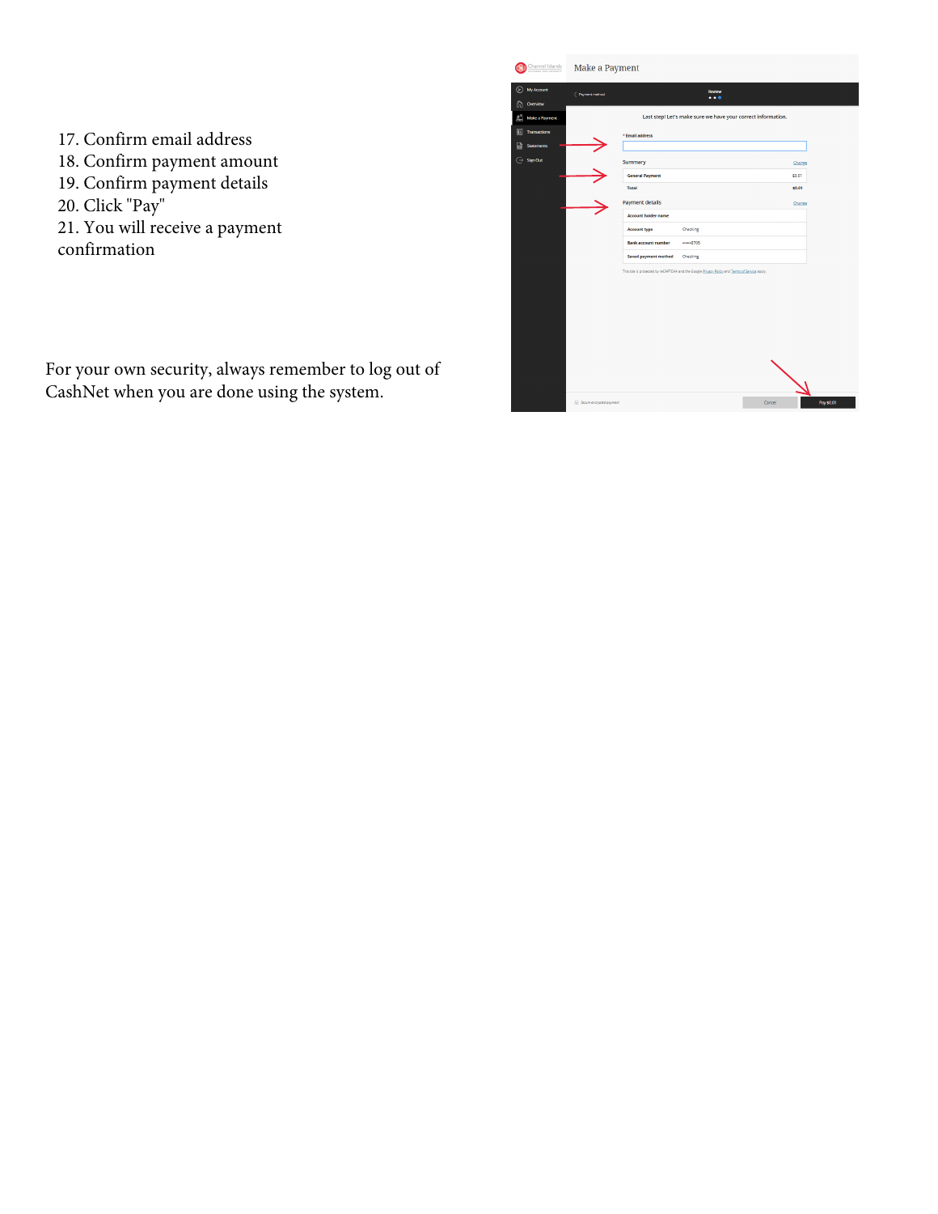17. Confirm email address
18. Confirm payment amount
19. Confirm payment details
20. Click "Pay"
21. You will receive a payment confirmation

For your own security, always remember to log out of CashNet when you are done using the system.